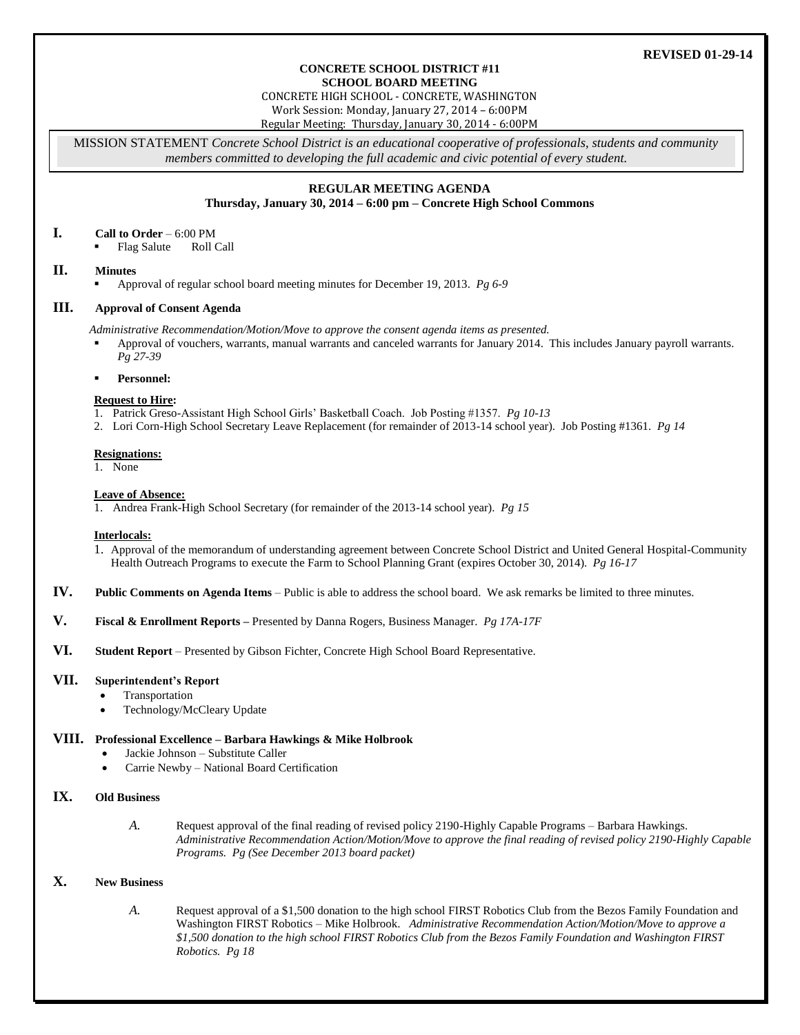**REVISED 01-29-14**

**CONCRETE SCHOOL DISTRICT #11**
**SCHOOL BOARD MEETING**
CONCRETE HIGH SCHOOL - CONCRETE, WASHINGTON
Work Session: Monday, January 27, 2014 – 6:00PM
Regular Meeting: Thursday, January 30, 2014 - 6:00PM

MISSION STATEMENT *Concrete School District is an educational cooperative of professionals, students and community members committed to developing the full academic and civic potential of every student.*

## REGULAR MEETING AGENDA
**Thursday, January 30, 2014 – 6:00 pm – Concrete High School Commons**

### I. Call to Order – 6:00 PM
- Flag Salute Roll Call

### II. Minutes
- Approval of regular school board meeting minutes for December 19, 2013. *Pg 6-9*

### III. Approval of Consent Agenda

*Administrative Recommendation/Motion/Move to approve the consent agenda items as presented.*

- Approval of vouchers, warrants, manual warrants and canceled warrants for January 2014. This includes January payroll warrants. *Pg 27-39*
- **Personnel:**

**Request to Hire:**
1. Patrick Greso-Assistant High School Girls' Basketball Coach. Job Posting #1357. *Pg 10-13*
2. Lori Corn-High School Secretary Leave Replacement (for remainder of 2013-14 school year). Job Posting #1361. *Pg 14*

**Resignations:**
1. None

**Leave of Absence:**
1. Andrea Frank-High School Secretary (for remainder of the 2013-14 school year). *Pg 15*

**Interlocals:**
1. Approval of the memorandum of understanding agreement between Concrete School District and United General Hospital-Community Health Outreach Programs to execute the Farm to School Planning Grant (expires October 30, 2014). *Pg 16-17*

### IV. Public Comments on Agenda Items – Public is able to address the school board. We ask remarks be limited to three minutes.

### V. Fiscal & Enrollment Reports – Presented by Danna Rogers, Business Manager. *Pg 17A-17F*

### VI. Student Report – Presented by Gibson Fichter, Concrete High School Board Representative.

### VII. Superintendent's Report
- Transportation
- Technology/McCleary Update

### VIII. Professional Excellence – Barbara Hawkings & Mike Holbrook
- Jackie Johnson – Substitute Caller
- Carrie Newby – National Board Certification

### IX. Old Business

*A.* Request approval of the final reading of revised policy 2190-Highly Capable Programs – Barbara Hawkings. *Administrative Recommendation Action/Motion/Move to approve the final reading of revised policy 2190-Highly Capable Programs. Pg (See December 2013 board packet)*

### X. New Business

*A.* Request approval of a $1,500 donation to the high school FIRST Robotics Club from the Bezos Family Foundation and Washington FIRST Robotics – Mike Holbrook. *Administrative Recommendation Action/Motion/Move to approve a $1,500 donation to the high school FIRST Robotics Club from the Bezos Family Foundation and Washington FIRST Robotics. Pg 18*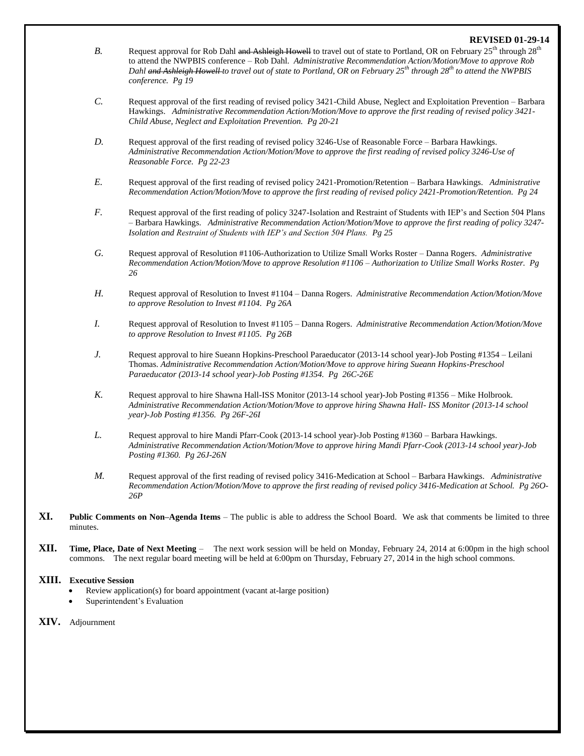**REVISED 01-29-14**

*B.* Request approval for Rob Dahl ~~and Ashleigh Howell~~ to travel out of state to Portland, OR on February 25th through 28th to attend the NWPBIS conference – Rob Dahl. *Administrative Recommendation Action/Motion/Move to approve Rob Dahl ~~and Ashleigh Howell~~ to travel out of state to Portland, OR on February 25th through 28th to attend the NWPBIS conference. Pg 19*

*C.* Request approval of the first reading of revised policy 3421-Child Abuse, Neglect and Exploitation Prevention – Barbara Hawkings. *Administrative Recommendation Action/Motion/Move to approve the first reading of revised policy 3421-Child Abuse, Neglect and Exploitation Prevention. Pg 20-21*

*D.* Request approval of the first reading of revised policy 3246-Use of Reasonable Force – Barbara Hawkings. *Administrative Recommendation Action/Motion/Move to approve the first reading of revised policy 3246-Use of Reasonable Force. Pg 22-23*

*E.* Request approval of the first reading of revised policy 2421-Promotion/Retention – Barbara Hawkings. *Administrative Recommendation Action/Motion/Move to approve the first reading of revised policy 2421-Promotion/Retention. Pg 24*

*F.* Request approval of the first reading of policy 3247-Isolation and Restraint of Students with IEP's and Section 504 Plans – Barbara Hawkings. *Administrative Recommendation Action/Motion/Move to approve the first reading of policy 3247-Isolation and Restraint of Students with IEP's and Section 504 Plans. Pg 25*

*G.* Request approval of Resolution #1106-Authorization to Utilize Small Works Roster – Danna Rogers. *Administrative Recommendation Action/Motion/Move to approve Resolution #1106 – Authorization to Utilize Small Works Roster. Pg 26*

*H.* Request approval of Resolution to Invest #1104 – Danna Rogers. *Administrative Recommendation Action/Motion/Move to approve Resolution to Invest #1104. Pg 26A*

*I.* Request approval of Resolution to Invest #1105 – Danna Rogers. *Administrative Recommendation Action/Motion/Move to approve Resolution to Invest #1105. Pg 26B*

*J.* Request approval to hire Sueann Hopkins-Preschool Paraeducator (2013-14 school year)-Job Posting #1354 – Leilani Thomas. *Administrative Recommendation Action/Motion/Move to approve hiring Sueann Hopkins-Preschool Paraeducator (2013-14 school year)-Job Posting #1354. Pg 26C-26E*

*K.* Request approval to hire Shawna Hall-ISS Monitor (2013-14 school year)-Job Posting #1356 – Mike Holbrook. *Administrative Recommendation Action/Motion/Move to approve hiring Shawna Hall- ISS Monitor (2013-14 school year)-Job Posting #1356. Pg 26F-26I*

*L.* Request approval to hire Mandi Pfarr-Cook (2013-14 school year)-Job Posting #1360 – Barbara Hawkings. *Administrative Recommendation Action/Motion/Move to approve hiring Mandi Pfarr-Cook (2013-14 school year)-Job Posting #1360. Pg 26J-26N*

*M.* Request approval of the first reading of revised policy 3416-Medication at School – Barbara Hawkings. *Administrative Recommendation Action/Motion/Move to approve the first reading of revised policy 3416-Medication at School. Pg 26O-26P*

**XI. Public Comments on Non–Agenda Items** – The public is able to address the School Board. We ask that comments be limited to three minutes.

**XII. Time, Place, Date of Next Meeting** – The next work session will be held on Monday, February 24, 2014 at 6:00pm in the high school commons. The next regular board meeting will be held at 6:00pm on Thursday, February 27, 2014 in the high school commons.

**XIII. Executive Session**

- Review application(s) for board appointment (vacant at-large position)
- Superintendent's Evaluation

**XIV.** Adjournment